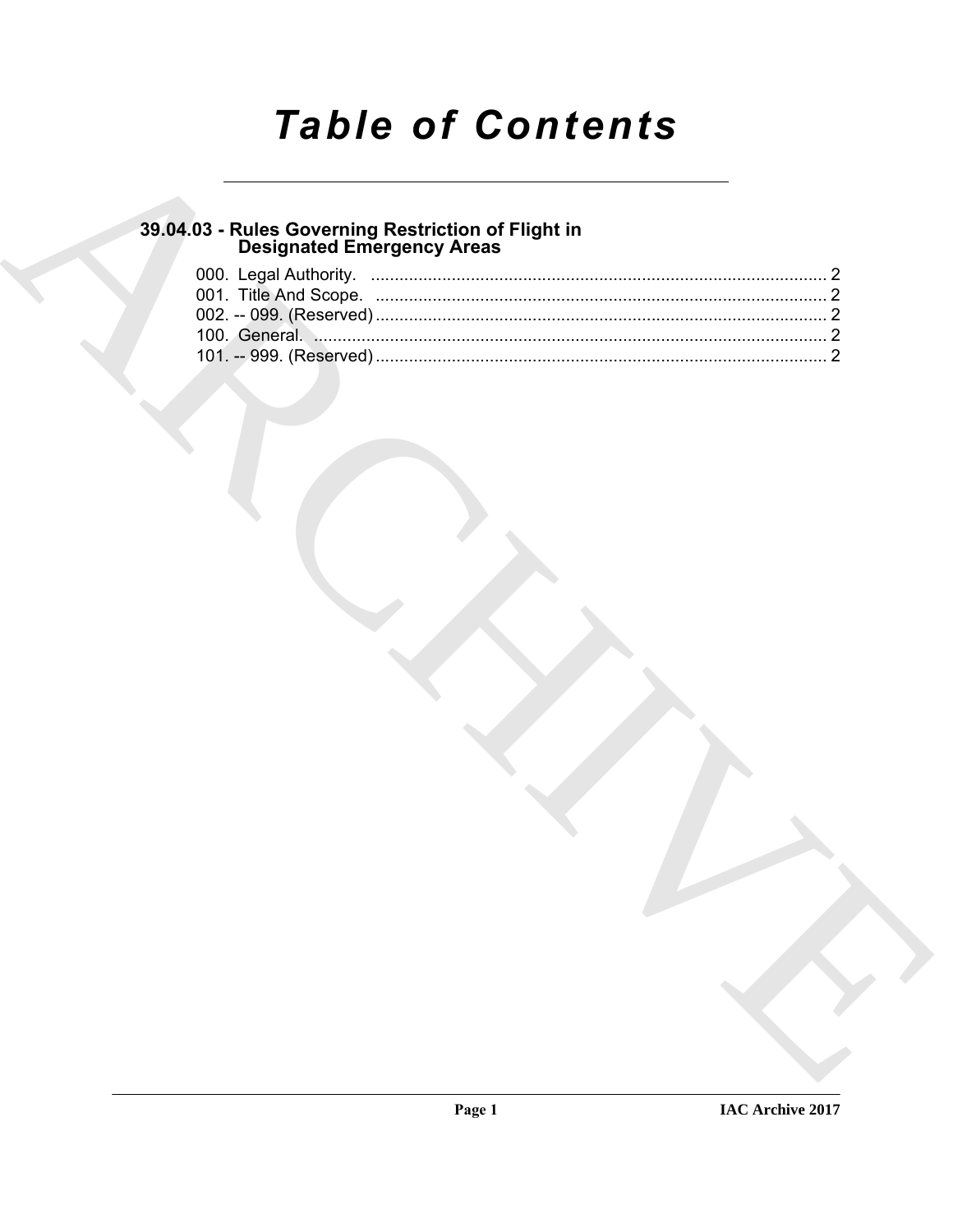# Table of Contents

## 39.04.03 - Rules Governing Restriction of Flight in Designated Emergency Areas

000. Legal Authority. ........................................................................................ 2
001. Title And Scope. ........................................................................................ 2
002. -- 099. (Reserved) ........................................................................................ 2
100. General. ........................................................................................ 2
101. -- 999. (Reserved) ........................................................................................ 2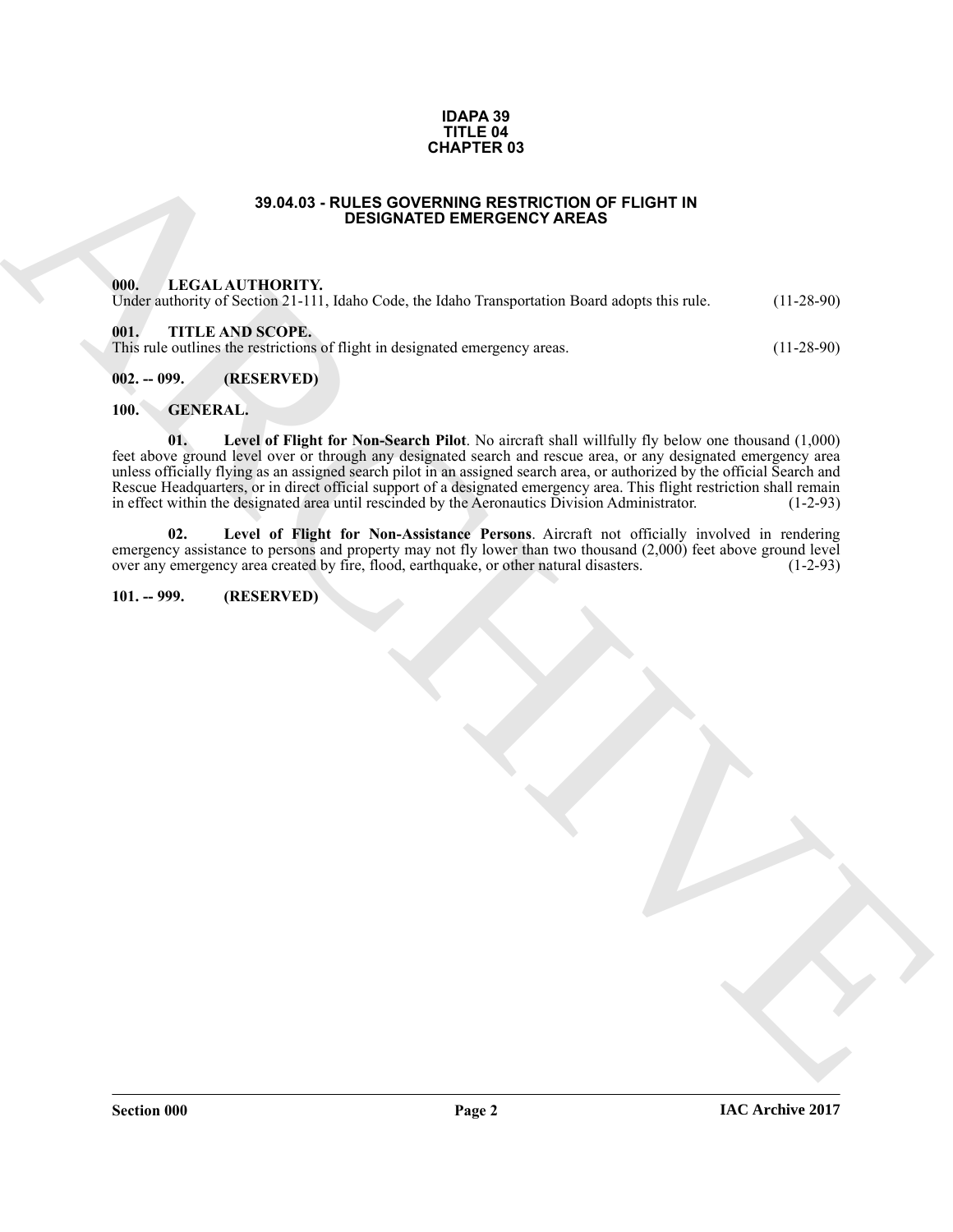**IDAPA 39**
**TITLE 04**
**CHAPTER 03**

# 39.04.03 - RULES GOVERNING RESTRICTION OF FLIGHT IN DESIGNATED EMERGENCY AREAS

## 000. LEGAL AUTHORITY.

Under authority of Section 21-111, Idaho Code, the Idaho Transportation Board adopts this rule. (11-28-90)

## 001. TITLE AND SCOPE.

This rule outlines the restrictions of flight in designated emergency areas. (11-28-90)

## 002. -- 099. (RESERVED)

## 100. GENERAL.

**01. Level of Flight for Non-Search Pilot**. No aircraft shall willfully fly below one thousand (1,000) feet above ground level over or through any designated search and rescue area, or any designated emergency area unless officially flying as an assigned search pilot in an assigned search area, or authorized by the official Search and Rescue Headquarters, or in direct official support of a designated emergency area. This flight restriction shall remain in effect within the designated area until rescinded by the Aeronautics Division Administrator. (1-2-93)

**02. Level of Flight for Non-Assistance Persons**. Aircraft not officially involved in rendering emergency assistance to persons and property may not fly lower than two thousand (2,000) feet above ground level over any emergency area created by fire, flood, earthquake, or other natural disasters. (1-2-93)

## 101. -- 999. (RESERVED)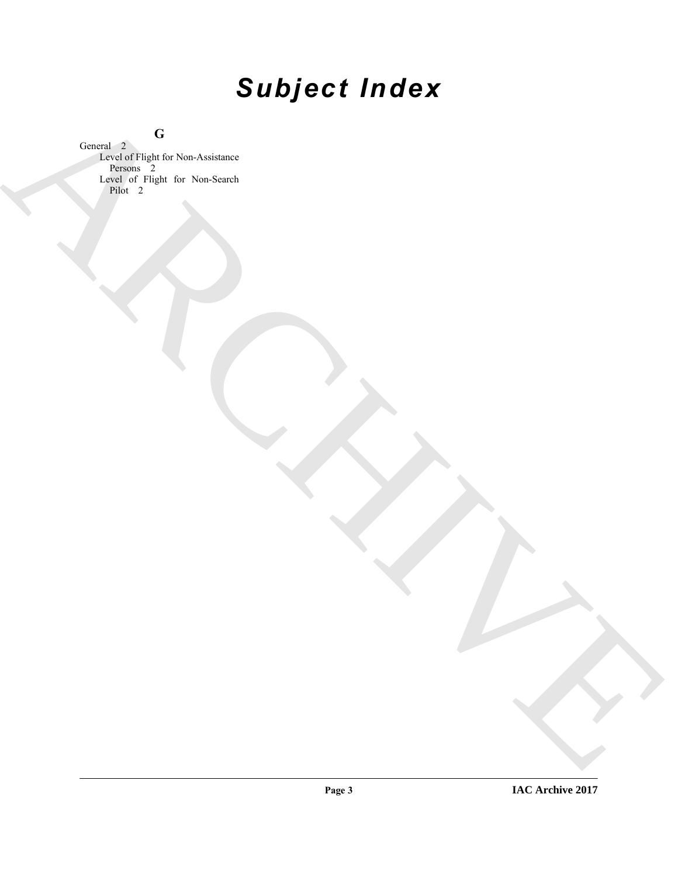# *Subject Index*

**G**

General 2
- Level of Flight for Non-Assistance Persons 2
- Level of Flight for Non-Search Pilot 2